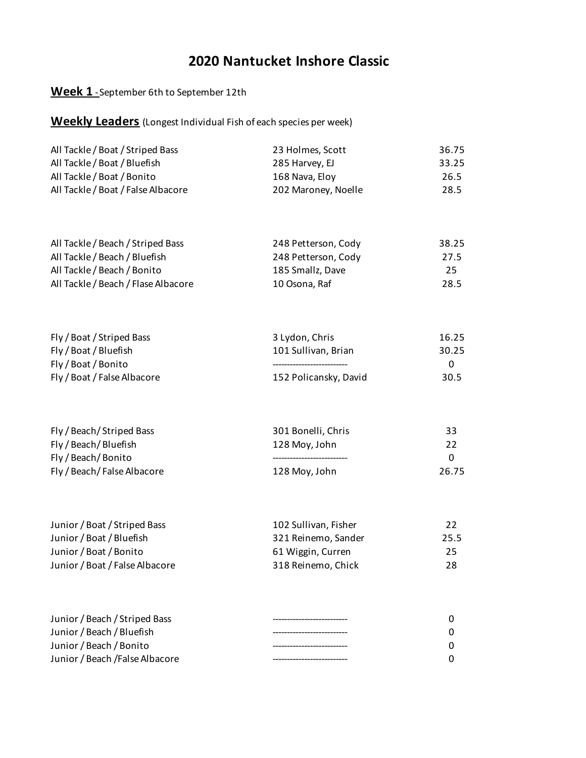# 2020 Nantucket Inshore Classic

**Week 1** -September 6th to September 12th

**Weekly Leaders** (Longest Individual Fish of each species per week)

| | | |
|---|---|---|
| All Tackle / Boat / Striped Bass | 23 Holmes, Scott | 36.75 |
| All Tackle / Boat / Bluefish | 285 Harvey, EJ | 33.25 |
| All Tackle / Boat / Bonito | 168 Nava, Eloy | 26.5 |
| All Tackle / Boat / False Albacore | 202 Maroney, Noelle | 28.5 |
| | | |
| All Tackle / Beach / Striped Bass | 248 Petterson, Cody | 38.25 |
| All Tackle / Beach / Bluefish | 248 Petterson, Cody | 27.5 |
| All Tackle / Beach / Bonito | 185 Smallz, Dave | 25 |
| All Tackle / Beach / Flase Albacore | 10 Osona, Raf | 28.5 |
| | | |
| Fly / Boat / Striped Bass | 3 Lydon, Chris | 16.25 |
| Fly / Boat / Bluefish | 101 Sullivan, Brian | 30.25 |
| Fly / Boat / Bonito | -------------------------- | 0 |
| Fly / Boat / False Albacore | 152 Policansky, David | 30.5 |
| | | |
| Fly / Beach/ Striped Bass | 301 Bonelli, Chris | 33 |
| Fly / Beach/ Bluefish | 128 Moy, John | 22 |
| Fly / Beach/ Bonito | -------------------------- | 0 |
| Fly / Beach/ False Albacore | 128 Moy, John | 26.75 |
| | | |
| Junior / Boat / Striped Bass | 102 Sullivan, Fisher | 22 |
| Junior / Boat / Bluefish | 321 Reinemo, Sander | 25.5 |
| Junior / Boat / Bonito | 61 Wiggin, Curren | 25 |
| Junior / Boat / False Albacore | 318 Reinemo, Chick | 28 |
| | | |
| Junior / Beach / Striped Bass | -------------------------- | 0 |
| Junior / Beach / Bluefish | -------------------------- | 0 |
| Junior / Beach / Bonito | -------------------------- | 0 |
| Junior / Beach /False Albacore | -------------------------- | 0 |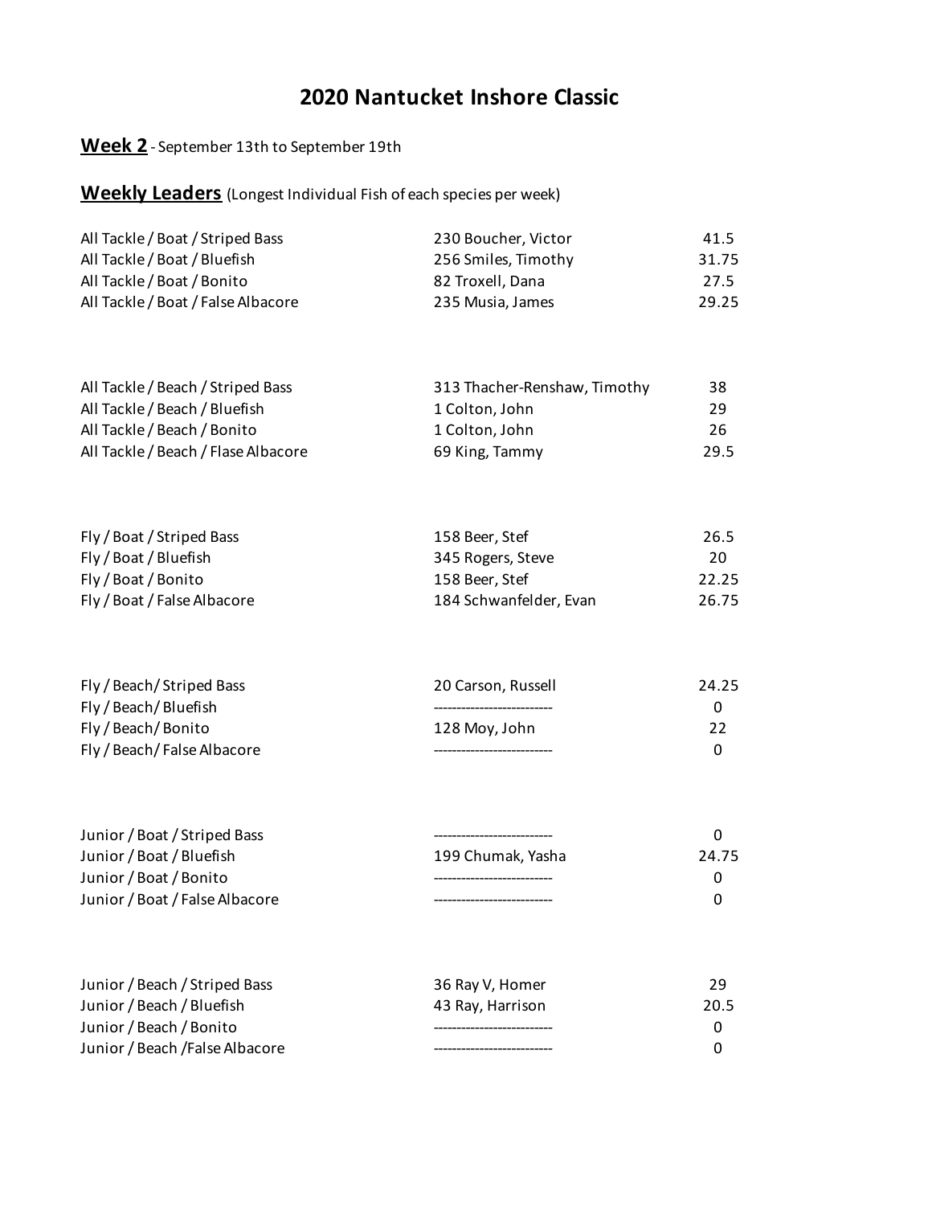# 2020 Nantucket Inshore Classic

**Week 2** - September 13th to September 19th

**Weekly Leaders** (Longest Individual Fish of each species per week)

| Category | Angler | Length |
|---|---|---|
| All Tackle / Boat / Striped Bass | 230 Boucher, Victor | 41.5 |
| All Tackle / Boat / Bluefish | 256 Smiles, Timothy | 31.75 |
| All Tackle / Boat / Bonito | 82 Troxell, Dana | 27.5 |
| All Tackle / Boat / False Albacore | 235 Musia, James | 29.25 |
| All Tackle / Beach / Striped Bass | 313 Thacher-Renshaw, Timothy | 38 |
| All Tackle / Beach / Bluefish | 1 Colton, John | 29 |
| All Tackle / Beach / Bonito | 1 Colton, John | 26 |
| All Tackle / Beach / Flase Albacore | 69 King, Tammy | 29.5 |
| Fly / Boat / Striped Bass | 158 Beer, Stef | 26.5 |
| Fly / Boat / Bluefish | 345 Rogers, Steve | 20 |
| Fly / Boat / Bonito | 158 Beer, Stef | 22.25 |
| Fly / Boat / False Albacore | 184 Schwanfelder, Evan | 26.75 |
| Fly / Beach/ Striped Bass | 20 Carson, Russell | 24.25 |
| Fly / Beach/ Bluefish | -------------------------- | 0 |
| Fly / Beach/ Bonito | 128 Moy, John | 22 |
| Fly / Beach/ False Albacore | -------------------------- | 0 |
| Junior / Boat / Striped Bass | -------------------------- | 0 |
| Junior / Boat / Bluefish | 199 Chumak, Yasha | 24.75 |
| Junior / Boat / Bonito | -------------------------- | 0 |
| Junior / Boat / False Albacore | -------------------------- | 0 |
| Junior / Beach / Striped Bass | 36 Ray V, Homer | 29 |
| Junior / Beach / Bluefish | 43 Ray, Harrison | 20.5 |
| Junior / Beach / Bonito | -------------------------- | 0 |
| Junior / Beach /False Albacore | -------------------------- | 0 |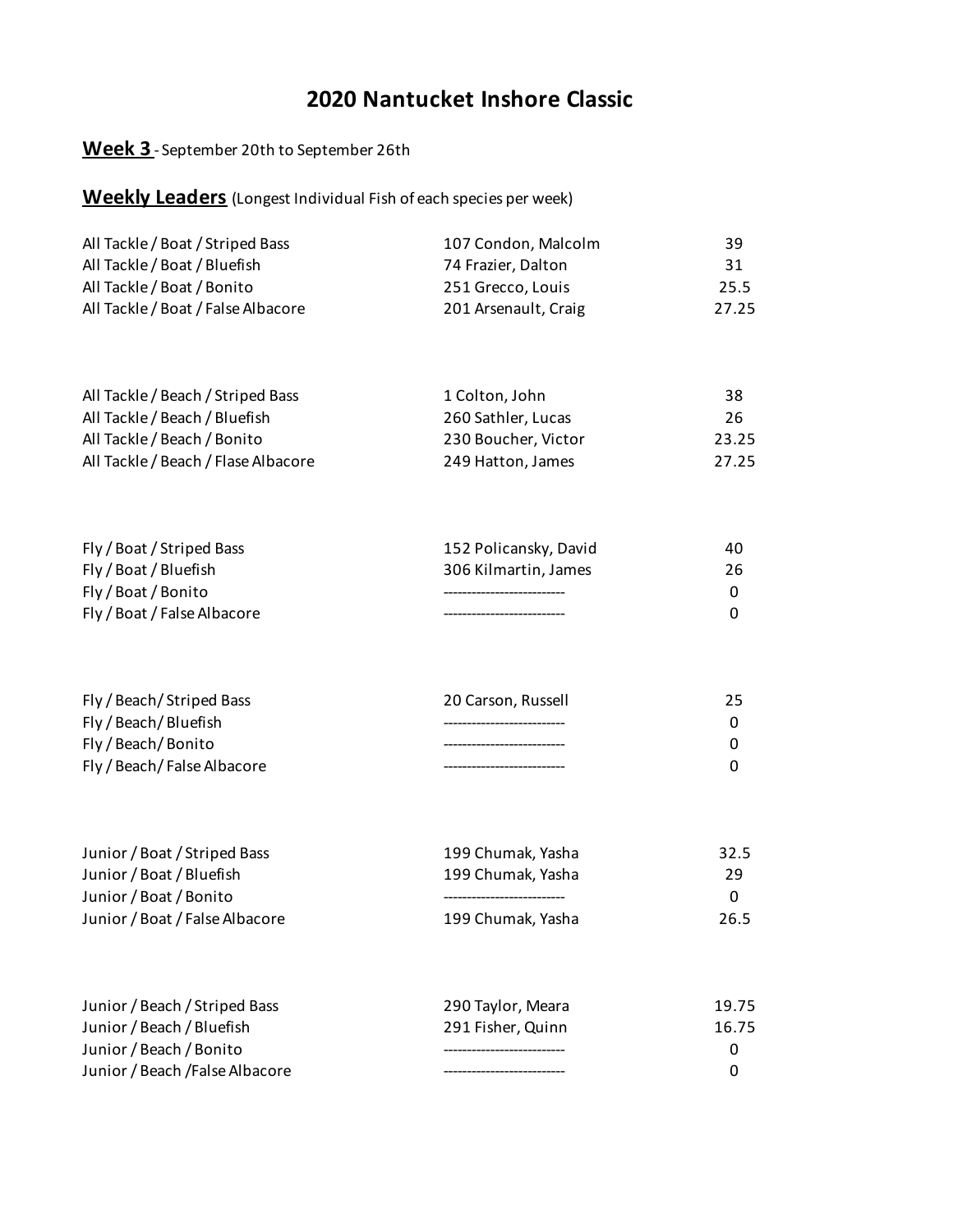# 2020 Nantucket Inshore Classic

**Week 3** - September 20th to September 26th

**Weekly Leaders** (Longest Individual Fish of each species per week)

| Category | Angler | Length |
|---|---|---|
| All Tackle / Boat / Striped Bass | 107 Condon, Malcolm | 39 |
| All Tackle / Boat / Bluefish | 74 Frazier, Dalton | 31 |
| All Tackle / Boat / Bonito | 251 Grecco, Louis | 25.5 |
| All Tackle / Boat / False Albacore | 201 Arsenault, Craig | 27.25 |
| All Tackle / Beach / Striped Bass | 1 Colton, John | 38 |
| All Tackle / Beach / Bluefish | 260 Sathler, Lucas | 26 |
| All Tackle / Beach / Bonito | 230 Boucher, Victor | 23.25 |
| All Tackle / Beach / Flase Albacore | 249 Hatton, James | 27.25 |
| Fly / Boat / Striped Bass | 152 Policansky, David | 40 |
| Fly / Boat / Bluefish | 306 Kilmartin, James | 26 |
| Fly / Boat / Bonito | -------------------------- | 0 |
| Fly / Boat / False Albacore | -------------------------- | 0 |
| Fly / Beach/ Striped Bass | 20 Carson, Russell | 25 |
| Fly / Beach/ Bluefish | -------------------------- | 0 |
| Fly / Beach/ Bonito | -------------------------- | 0 |
| Fly / Beach/ False Albacore | -------------------------- | 0 |
| Junior / Boat / Striped Bass | 199 Chumak, Yasha | 32.5 |
| Junior / Boat / Bluefish | 199 Chumak, Yasha | 29 |
| Junior / Boat / Bonito | -------------------------- | 0 |
| Junior / Boat / False Albacore | 199 Chumak, Yasha | 26.5 |
| Junior / Beach / Striped Bass | 290 Taylor, Meara | 19.75 |
| Junior / Beach / Bluefish | 291 Fisher, Quinn | 16.75 |
| Junior / Beach / Bonito | -------------------------- | 0 |
| Junior / Beach /False Albacore | -------------------------- | 0 |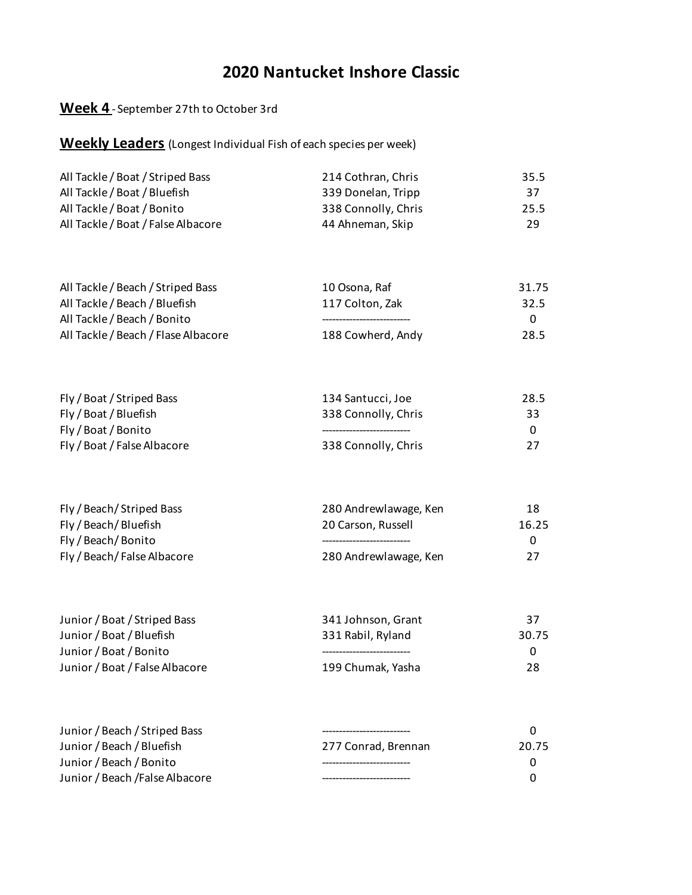# 2020 Nantucket Inshore Classic

**Week 4** - September 27th to October 3rd

**Weekly Leaders** (Longest Individual Fish of each species per week)

| Category | Angler | Length |
|---|---|---|
| All Tackle / Boat / Striped Bass | 214 Cothran, Chris | 35.5 |
| All Tackle / Boat / Bluefish | 339 Donelan, Tripp | 37 |
| All Tackle / Boat / Bonito | 338 Connolly, Chris | 25.5 |
| All Tackle / Boat / False Albacore | 44 Ahneman, Skip | 29 |
| | | |
| All Tackle / Beach / Striped Bass | 10 Osona, Raf | 31.75 |
| All Tackle / Beach / Bluefish | 117 Colton, Zak | 32.5 |
| All Tackle / Beach / Bonito | -------------------------- | 0 |
| All Tackle / Beach / Flase Albacore | 188 Cowherd, Andy | 28.5 |
| | | |
| Fly / Boat / Striped Bass | 134 Santucci, Joe | 28.5 |
| Fly / Boat / Bluefish | 338 Connolly, Chris | 33 |
| Fly / Boat / Bonito | -------------------------- | 0 |
| Fly / Boat / False Albacore | 338 Connolly, Chris | 27 |
| | | |
| Fly / Beach/ Striped Bass | 280 Andrewlawage, Ken | 18 |
| Fly / Beach/ Bluefish | 20 Carson, Russell | 16.25 |
| Fly / Beach/ Bonito | -------------------------- | 0 |
| Fly / Beach/ False Albacore | 280 Andrewlawage, Ken | 27 |
| | | |
| Junior / Boat / Striped Bass | 341 Johnson, Grant | 37 |
| Junior / Boat / Bluefish | 331 Rabil, Ryland | 30.75 |
| Junior / Boat / Bonito | -------------------------- | 0 |
| Junior / Boat / False Albacore | 199 Chumak, Yasha | 28 |
| | | |
| Junior / Beach / Striped Bass | -------------------------- | 0 |
| Junior / Beach / Bluefish | 277 Conrad, Brennan | 20.75 |
| Junior / Beach / Bonito | -------------------------- | 0 |
| Junior / Beach /False Albacore | -------------------------- | 0 |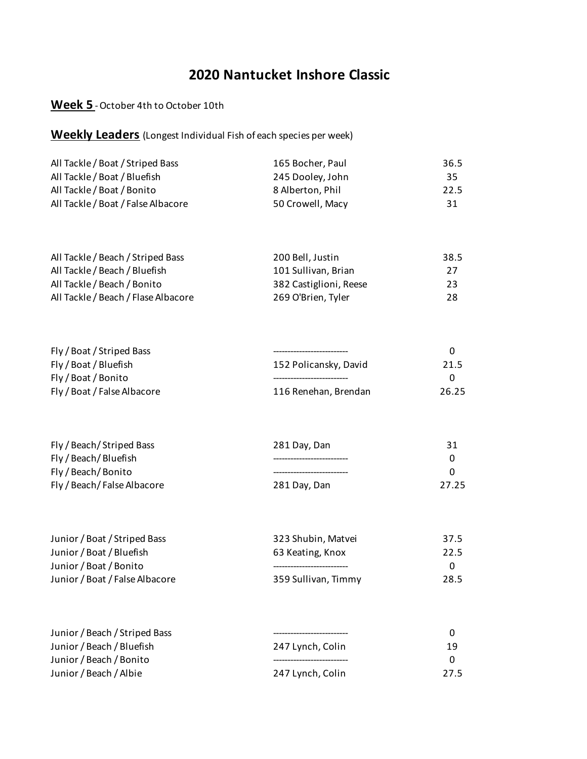# 2020 Nantucket Inshore Classic

**Week 5** - October 4th to October 10th

**Weekly Leaders** (Longest Individual Fish of each species per week)

| | | |
|---|---|---|
| All Tackle / Boat / Striped Bass | 165 Bocher, Paul | 36.5 |
| All Tackle / Boat / Bluefish | 245 Dooley, John | 35 |
| All Tackle / Boat / Bonito | 8 Alberton, Phil | 22.5 |
| All Tackle / Boat / False Albacore | 50 Crowell, Macy | 31 |
| | | |
| All Tackle / Beach / Striped Bass | 200 Bell, Justin | 38.5 |
| All Tackle / Beach / Bluefish | 101 Sullivan, Brian | 27 |
| All Tackle / Beach / Bonito | 382 Castiglioni, Reese | 23 |
| All Tackle / Beach / Flase Albacore | 269 O'Brien, Tyler | 28 |
| | | |
| Fly / Boat / Striped Bass | -------------------------- | 0 |
| Fly / Boat / Bluefish | 152 Policansky, David | 21.5 |
| Fly / Boat / Bonito | -------------------------- | 0 |
| Fly / Boat / False Albacore | 116 Renehan, Brendan | 26.25 |
| | | |
| Fly / Beach/ Striped Bass | 281 Day, Dan | 31 |
| Fly / Beach/ Bluefish | -------------------------- | 0 |
| Fly / Beach/ Bonito | -------------------------- | 0 |
| Fly / Beach/ False Albacore | 281 Day, Dan | 27.25 |
| | | |
| Junior / Boat / Striped Bass | 323 Shubin, Matvei | 37.5 |
| Junior / Boat / Bluefish | 63 Keating, Knox | 22.5 |
| Junior / Boat / Bonito | -------------------------- | 0 |
| Junior / Boat / False Albacore | 359 Sullivan, Timmy | 28.5 |
| | | |
| Junior / Beach / Striped Bass | -------------------------- | 0 |
| Junior / Beach / Bluefish | 247 Lynch, Colin | 19 |
| Junior / Beach / Bonito | -------------------------- | 0 |
| Junior / Beach / Albie | 247 Lynch, Colin | 27.5 |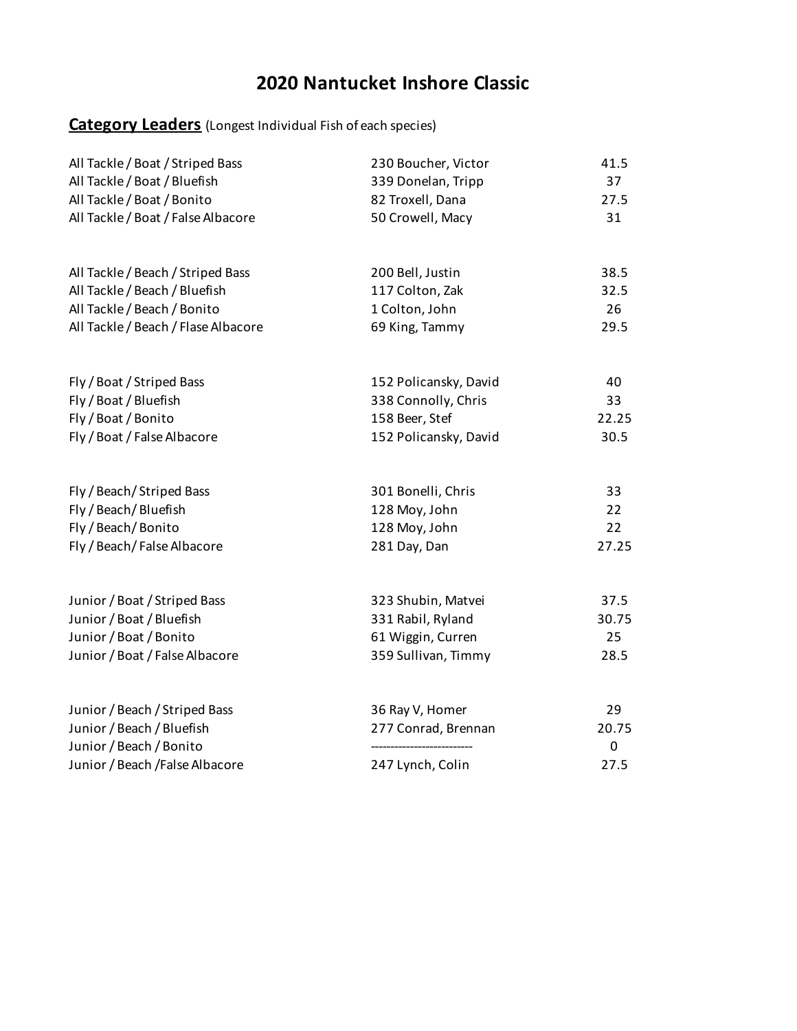# 2020 Nantucket Inshore Classic

**Category Leaders** (Longest Individual Fish of each species)

| Category | Angler | Length |
|---|---|---|
| All Tackle / Boat / Striped Bass | 230 Boucher, Victor | 41.5 |
| All Tackle / Boat / Bluefish | 339 Donelan, Tripp | 37 |
| All Tackle / Boat / Bonito | 82 Troxell, Dana | 27.5 |
| All Tackle / Boat / False Albacore | 50 Crowell, Macy | 31 |
| All Tackle / Beach / Striped Bass | 200 Bell, Justin | 38.5 |
| All Tackle / Beach / Bluefish | 117 Colton, Zak | 32.5 |
| All Tackle / Beach / Bonito | 1 Colton, John | 26 |
| All Tackle / Beach / Flase Albacore | 69 King, Tammy | 29.5 |
| Fly / Boat / Striped Bass | 152 Policansky, David | 40 |
| Fly / Boat / Bluefish | 338 Connolly, Chris | 33 |
| Fly / Boat / Bonito | 158 Beer, Stef | 22.25 |
| Fly / Boat / False Albacore | 152 Policansky, David | 30.5 |
| Fly / Beach/ Striped Bass | 301 Bonelli, Chris | 33 |
| Fly / Beach/ Bluefish | 128 Moy, John | 22 |
| Fly / Beach/ Bonito | 128 Moy, John | 22 |
| Fly / Beach/ False Albacore | 281 Day, Dan | 27.25 |
| Junior / Boat / Striped Bass | 323 Shubin, Matvei | 37.5 |
| Junior / Boat / Bluefish | 331 Rabil, Ryland | 30.75 |
| Junior / Boat / Bonito | 61 Wiggin, Curren | 25 |
| Junior / Boat / False Albacore | 359 Sullivan, Timmy | 28.5 |
| Junior / Beach / Striped Bass | 36 Ray V, Homer | 29 |
| Junior / Beach / Bluefish | 277 Conrad, Brennan | 20.75 |
| Junior / Beach / Bonito | -------------------------- | 0 |
| Junior / Beach /False Albacore | 247 Lynch, Colin | 27.5 |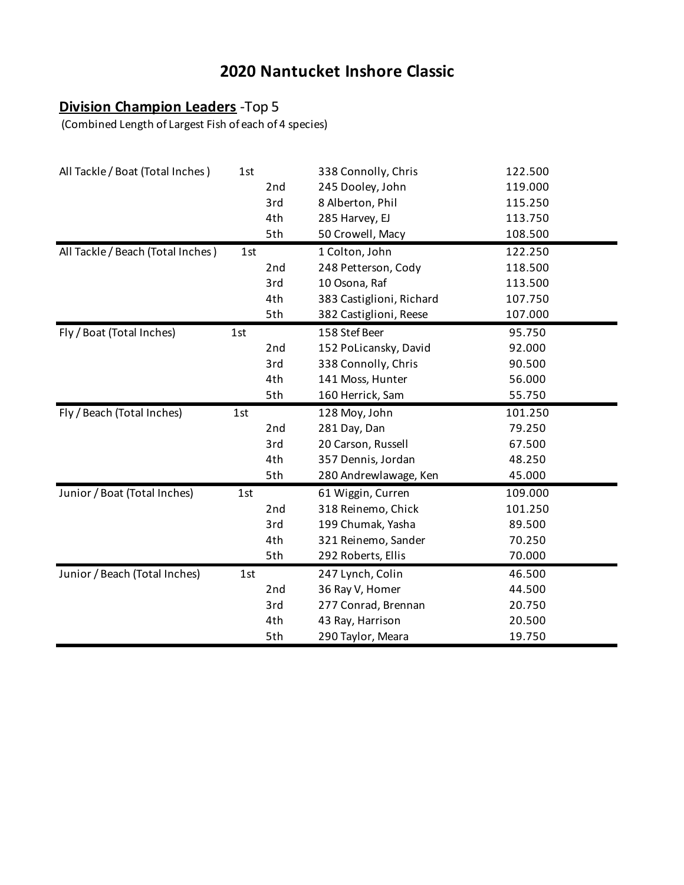# 2020 Nantucket Inshore Classic

## **Division Champion Leaders** -Top 5

(Combined Length of Largest Fish of each of 4 species)

| | | | |
|---|---|---|---|
| All Tackle / Boat (Total Inches ) | 1st | 338 Connolly, Chris | 122.500 |
| | 2nd | 245 Dooley, John | 119.000 |
| | 3rd | 8 Alberton, Phil | 115.250 |
| | 4th | 285 Harvey, EJ | 113.750 |
| | 5th | 50 Crowell, Macy | 108.500 |
| All Tackle / Beach (Total Inches ) | 1st | 1 Colton, John | 122.250 |
| | 2nd | 248 Petterson, Cody | 118.500 |
| | 3rd | 10 Osona, Raf | 113.500 |
| | 4th | 383 Castiglioni, Richard | 107.750 |
| | 5th | 382 Castiglioni, Reese | 107.000 |
| Fly / Boat (Total Inches) | 1st | 158 Stef Beer | 95.750 |
| | 2nd | 152 PoLicansky, David | 92.000 |
| | 3rd | 338 Connolly, Chris | 90.500 |
| | 4th | 141 Moss, Hunter | 56.000 |
| | 5th | 160 Herrick, Sam | 55.750 |
| Fly / Beach (Total Inches) | 1st | 128 Moy, John | 101.250 |
| | 2nd | 281 Day, Dan | 79.250 |
| | 3rd | 20 Carson, Russell | 67.500 |
| | 4th | 357 Dennis, Jordan | 48.250 |
| | 5th | 280 Andrewlawage, Ken | 45.000 |
| Junior / Boat (Total Inches) | 1st | 61 Wiggin, Curren | 109.000 |
| | 2nd | 318 Reinemo, Chick | 101.250 |
| | 3rd | 199 Chumak, Yasha | 89.500 |
| | 4th | 321 Reinemo, Sander | 70.250 |
| | 5th | 292 Roberts, Ellis | 70.000 |
| Junior / Beach (Total Inches) | 1st | 247 Lynch, Colin | 46.500 |
| | 2nd | 36 Ray V, Homer | 44.500 |
| | 3rd | 277 Conrad, Brennan | 20.750 |
| | 4th | 43 Ray, Harrison | 20.500 |
| | 5th | 290 Taylor, Meara | 19.750 |